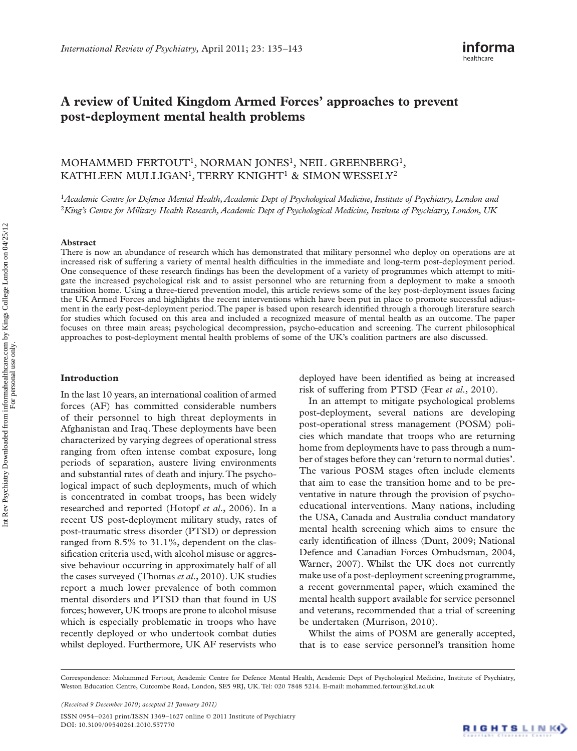# A review of United Kingdom Armed Forces' approaches to prevent post-deployment mental health problems

MOHAMMED FERTOUT[1], NORMAN JONES[1], NEIL GREENBERG[1], KATHLEEN MULLIGAN[1], TERRY KNIGHT[1] & SIMON WESSELY[2]

[1]*Academic Centre for Defence Mental Health, Academic Dept of Psychological Medicine, Institute of Psychiatry, London and* [2]*King's Centre for Military Health Research, Academic Dept of Psychological Medicine, Institute of Psychiatry, London, UK*

### Abstract

There is now an abundance of research which has demonstrated that military personnel who deploy on operations are at increased risk of suffering a variety of mental health difficulties in the immediate and long-term post-deployment period. One consequence of these research findings has been the development of a variety of programmes which attempt to mitigate the increased psychological risk and to assist personnel who are returning from a deployment to make a smooth transition home. Using a three-tiered prevention model, this article reviews some of the key post-deployment issues facing the UK Armed Forces and highlights the recent interventions which have been put in place to promote successful adjustment in the early post-deployment period. The paper is based upon research identified through a thorough literature search for studies which focused on this area and included a recognized measure of mental health as an outcome. The paper focuses on three main areas; psychological decompression, psycho-education and screening. The current philosophical approaches to post-deployment mental health problems of some of the UK's coalition partners are also discussed.

## Introduction

In the last 10 years, an international coalition of armed forces (AF) has committed considerable numbers of their personnel to high threat deployments in Afghanistan and Iraq. These deployments have been characterized by varying degrees of operational stress ranging from often intense combat exposure, long periods of separation, austere living environments and substantial rates of death and injury. The psychological impact of such deployments, much of which is concentrated in combat troops, has been widely researched and reported (Hotopf *et al*., 2006). In a recent US post-deployment military study, rates of post-traumatic stress disorder (PTSD) or depression ranged from 8.5% to 31.1%, dependent on the classification criteria used, with alcohol misuse or aggressive behaviour occurring in approximately half of all the cases surveyed (Thomas *et al*., 2010). UK studies report a much lower prevalence of both common mental disorders and PTSD than that found in US forces; however, UK troops are prone to alcohol misuse which is especially problematic in troops who have recently deployed or who undertook combat duties whilst deployed. Furthermore, UK AF reservists who deployed have been identified as being at increased risk of suffering from PTSD (Fear *et al*., 2010).

In an attempt to mitigate psychological problems post-deployment, several nations are developing post-operational stress management (POSM) policies which mandate that troops who are returning home from deployments have to pass through a number of stages before they can 'return to normal duties'. The various POSM stages often include elements that aim to ease the transition home and to be preventative in nature through the provision of psychoeducational interventions. Many nations, including the USA, Canada and Australia conduct mandatory mental health screening which aims to ensure the early identification of illness (Dunt, 2009; National Defence and Canadian Forces Ombudsman, 2004, Warner, 2007). Whilst the UK does not currently make use of a post-deployment screening programme, a recent governmental paper, which examined the mental health support available for service personnel and veterans, recommended that a trial of screening be undertaken (Murrison, 2010).

Whilst the aims of POSM are generally accepted, that is to ease service personnel's transition home

Correspondence: Mohammed Fertout, Academic Centre for Defence Mental Health, Academic Dept of Psychological Medicine, Institute of Psychiatry, Weston Education Centre, Cutcombe Road, London, SE5 9RJ, UK. Tel: 020 7848 5214. E-mail: mohammed.fertout@kcl.ac.uk

*(Received 9 December 2010; accepted 21 January 2011)*

ISSN 0954–0261 print/ISSN 1369–1627 online © 2011 Institute of Psychiatry
DOI: 10.3109/09540261.2010.557770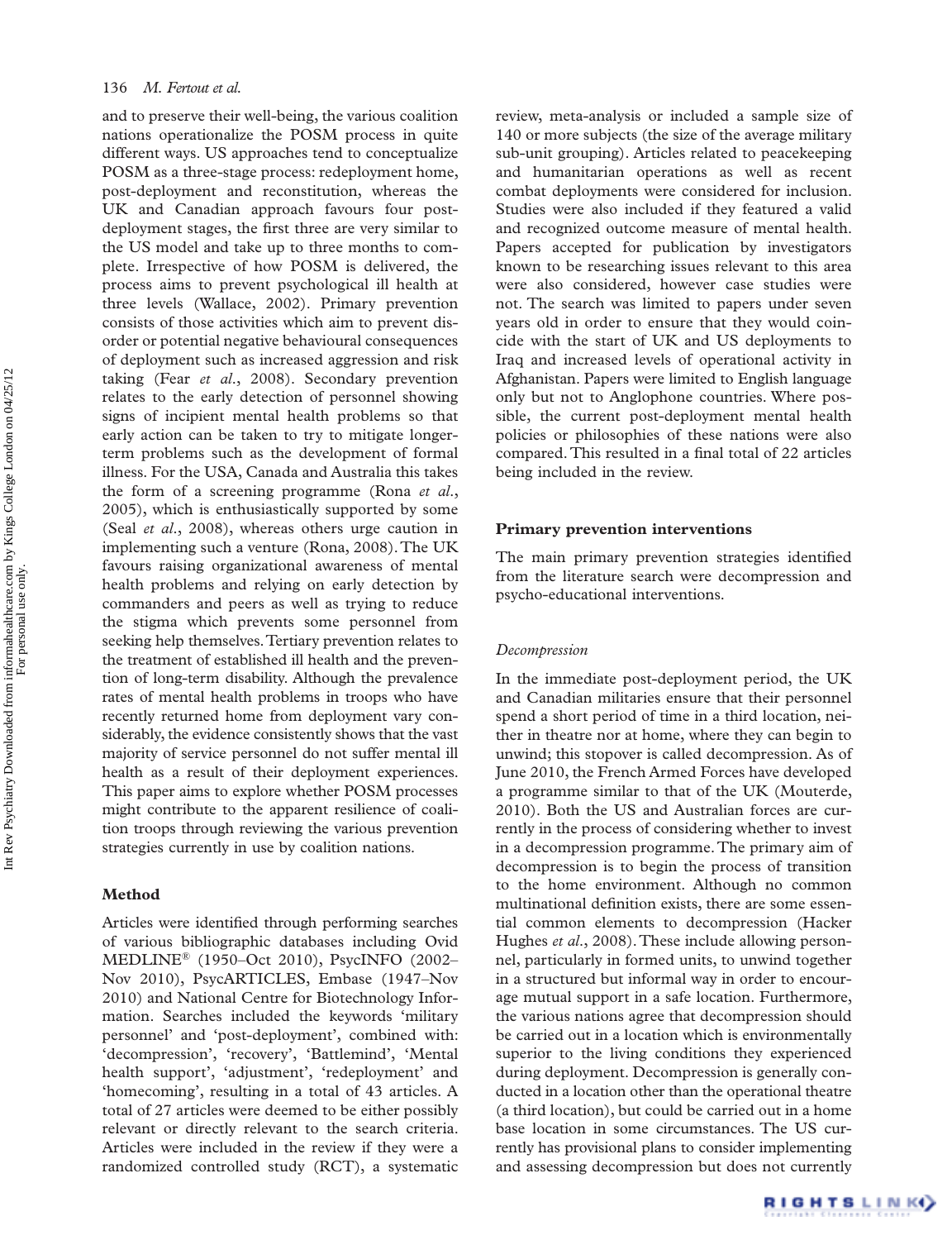and to preserve their well-being, the various coalition nations operationalize the POSM process in quite different ways. US approaches tend to conceptualize POSM as a three-stage process: redeployment home, post-deployment and reconstitution, whereas the UK and Canadian approach favours four post-deployment stages, the first three are very similar to the US model and take up to three months to complete. Irrespective of how POSM is delivered, the process aims to prevent psychological ill health at three levels (Wallace, 2002). Primary prevention consists of those activities which aim to prevent disorder or potential negative behavioural consequences of deployment such as increased aggression and risk taking (Fear *et al*., 2008). Secondary prevention relates to the early detection of personnel showing signs of incipient mental health problems so that early action can be taken to try to mitigate longer-term problems such as the development of formal illness. For the USA, Canada and Australia this takes the form of a screening programme (Rona *et al*., 2005), which is enthusiastically supported by some (Seal *et al*., 2008), whereas others urge caution in implementing such a venture (Rona, 2008). The UK favours raising organizational awareness of mental health problems and relying on early detection by commanders and peers as well as trying to reduce the stigma which prevents some personnel from seeking help themselves. Tertiary prevention relates to the treatment of established ill health and the prevention of long-term disability. Although the prevalence rates of mental health problems in troops who have recently returned home from deployment vary considerably, the evidence consistently shows that the vast majority of service personnel do not suffer mental ill health as a result of their deployment experiences. This paper aims to explore whether POSM processes might contribute to the apparent resilience of coalition troops through reviewing the various prevention strategies currently in use by coalition nations.

## Method

Articles were identified through performing searches of various bibliographic databases including Ovid MEDLINE® (1950–Oct 2010), PsycINFO (2002–Nov 2010), PsycARTICLES, Embase (1947–Nov 2010) and National Centre for Biotechnology Information. Searches included the keywords 'military personnel' and 'post-deployment', combined with: 'decompression', 'recovery', 'Battlemind', 'Mental health support', 'adjustment', 'redeployment' and 'homecoming', resulting in a total of 43 articles. A total of 27 articles were deemed to be either possibly relevant or directly relevant to the search criteria. Articles were included in the review if they were a randomized controlled study (RCT), a systematic review, meta-analysis or included a sample size of 140 or more subjects (the size of the average military sub-unit grouping). Articles related to peacekeeping and humanitarian operations as well as recent combat deployments were considered for inclusion. Studies were also included if they featured a valid and recognized outcome measure of mental health. Papers accepted for publication by investigators known to be researching issues relevant to this area were also considered, however case studies were not. The search was limited to papers under seven years old in order to ensure that they would coincide with the start of UK and US deployments to Iraq and increased levels of operational activity in Afghanistan. Papers were limited to English language only but not to Anglophone countries. Where possible, the current post-deployment mental health policies or philosophies of these nations were also compared. This resulted in a final total of 22 articles being included in the review.

## Primary prevention interventions

The main primary prevention strategies identified from the literature search were decompression and psycho-educational interventions.

### *Decompression*

In the immediate post-deployment period, the UK and Canadian militaries ensure that their personnel spend a short period of time in a third location, neither in theatre nor at home, where they can begin to unwind; this stopover is called decompression. As of June 2010, the French Armed Forces have developed a programme similar to that of the UK (Mouterde, 2010). Both the US and Australian forces are currently in the process of considering whether to invest in a decompression programme. The primary aim of decompression is to begin the process of transition to the home environment. Although no common multinational definition exists, there are some essential common elements to decompression (Hacker Hughes *et al*., 2008). These include allowing personnel, particularly in formed units, to unwind together in a structured but informal way in order to encourage mutual support in a safe location. Furthermore, the various nations agree that decompression should be carried out in a location which is environmentally superior to the living conditions they experienced during deployment. Decompression is generally conducted in a location other than the operational theatre (a third location), but could be carried out in a home base location in some circumstances. The US currently has provisional plans to consider implementing and assessing decompression but does not currently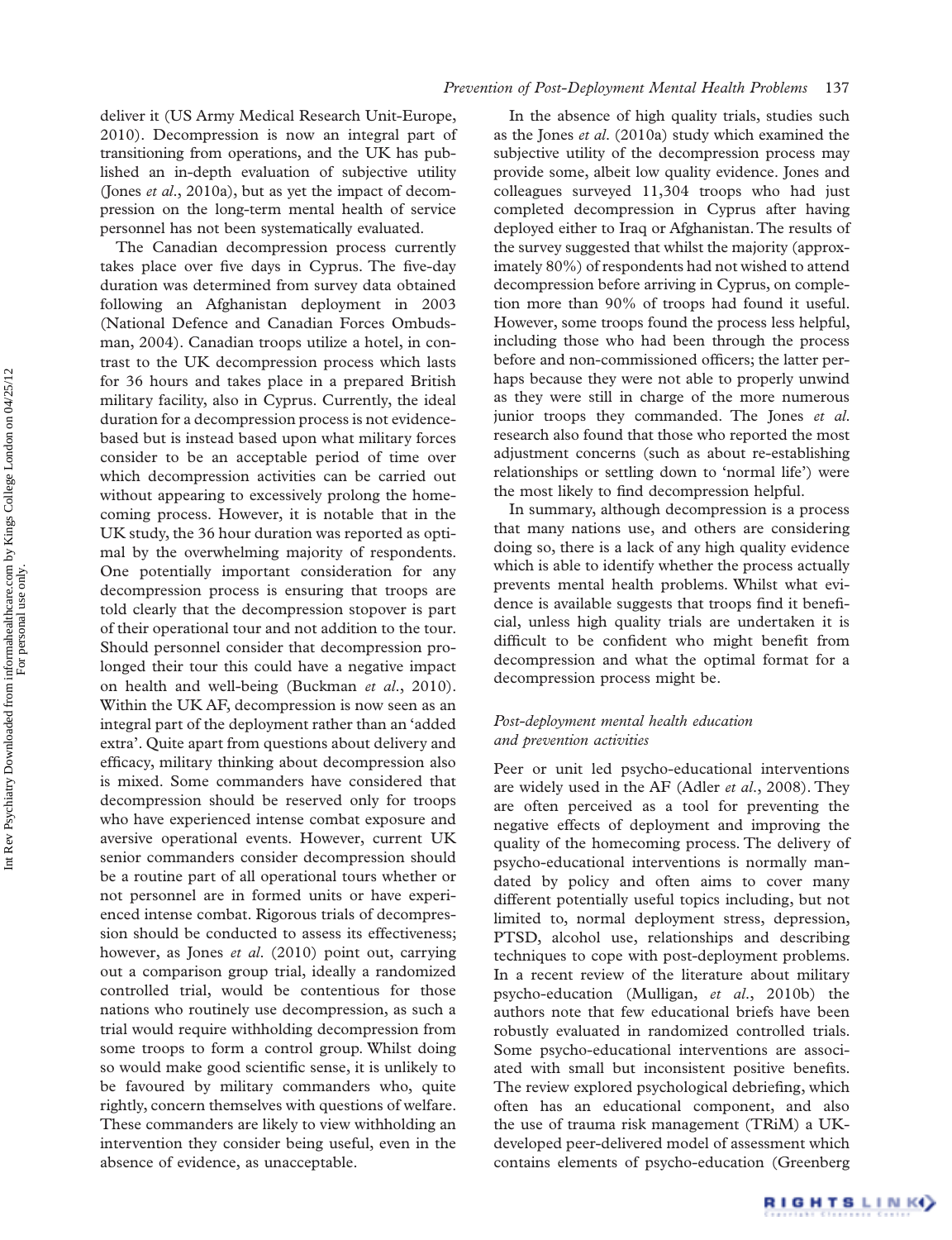deliver it (US Army Medical Research Unit-Europe, 2010). Decompression is now an integral part of transitioning from operations, and the UK has published an in-depth evaluation of subjective utility (Jones *et al*., 2010a), but as yet the impact of decompression on the long-term mental health of service personnel has not been systematically evaluated.

The Canadian decompression process currently takes place over five days in Cyprus. The five-day duration was determined from survey data obtained following an Afghanistan deployment in 2003 (National Defence and Canadian Forces Ombudsman, 2004). Canadian troops utilize a hotel, in contrast to the UK decompression process which lasts for 36 hours and takes place in a prepared British military facility, also in Cyprus. Currently, the ideal duration for a decompression process is not evidence-based but is instead based upon what military forces consider to be an acceptable period of time over which decompression activities can be carried out without appearing to excessively prolong the homecoming process. However, it is notable that in the UK study, the 36 hour duration was reported as optimal by the overwhelming majority of respondents. One potentially important consideration for any decompression process is ensuring that troops are told clearly that the decompression stopover is part of their operational tour and not addition to the tour. Should personnel consider that decompression prolonged their tour this could have a negative impact on health and well-being (Buckman *et al*., 2010). Within the UK AF, decompression is now seen as an integral part of the deployment rather than an 'added extra'. Quite apart from questions about delivery and efficacy, military thinking about decompression also is mixed. Some commanders have considered that decompression should be reserved only for troops who have experienced intense combat exposure and aversive operational events. However, current UK senior commanders consider decompression should be a routine part of all operational tours whether or not personnel are in formed units or have experienced intense combat. Rigorous trials of decompression should be conducted to assess its effectiveness; however, as Jones *et al*. (2010) point out, carrying out a comparison group trial, ideally a randomized controlled trial, would be contentious for those nations who routinely use decompression, as such a trial would require withholding decompression from some troops to form a control group. Whilst doing so would make good scientific sense, it is unlikely to be favoured by military commanders who, quite rightly, concern themselves with questions of welfare. These commanders are likely to view withholding an intervention they consider being useful, even in the absence of evidence, as unacceptable.

In the absence of high quality trials, studies such as the Jones *et al*. (2010a) study which examined the subjective utility of the decompression process may provide some, albeit low quality evidence. Jones and colleagues surveyed 11,304 troops who had just completed decompression in Cyprus after having deployed either to Iraq or Afghanistan. The results of the survey suggested that whilst the majority (approximately 80%) of respondents had not wished to attend decompression before arriving in Cyprus, on completion more than 90% of troops had found it useful. However, some troops found the process less helpful, including those who had been through the process before and non-commissioned officers; the latter perhaps because they were not able to properly unwind as they were still in charge of the more numerous junior troops they commanded. The Jones *et al*. research also found that those who reported the most adjustment concerns (such as about re-establishing relationships or settling down to 'normal life') were the most likely to find decompression helpful.

In summary, although decompression is a process that many nations use, and others are considering doing so, there is a lack of any high quality evidence which is able to identify whether the process actually prevents mental health problems. Whilst what evidence is available suggests that troops find it beneficial, unless high quality trials are undertaken it is difficult to be confident who might benefit from decompression and what the optimal format for a decompression process might be.

### *Post-deployment mental health education and prevention activities*

Peer or unit led psycho-educational interventions are widely used in the AF (Adler *et al*., 2008). They are often perceived as a tool for preventing the negative effects of deployment and improving the quality of the homecoming process. The delivery of psycho-educational interventions is normally mandated by policy and often aims to cover many different potentially useful topics including, but not limited to, normal deployment stress, depression, PTSD, alcohol use, relationships and describing techniques to cope with post-deployment problems. In a recent review of the literature about military psycho-education (Mulligan, *et al*., 2010b) the authors note that few educational briefs have been robustly evaluated in randomized controlled trials. Some psycho-educational interventions are associated with small but inconsistent positive benefits. The review explored psychological debriefing, which often has an educational component, and also the use of trauma risk management (TRiM) a UK-developed peer-delivered model of assessment which contains elements of psycho-education (Greenberg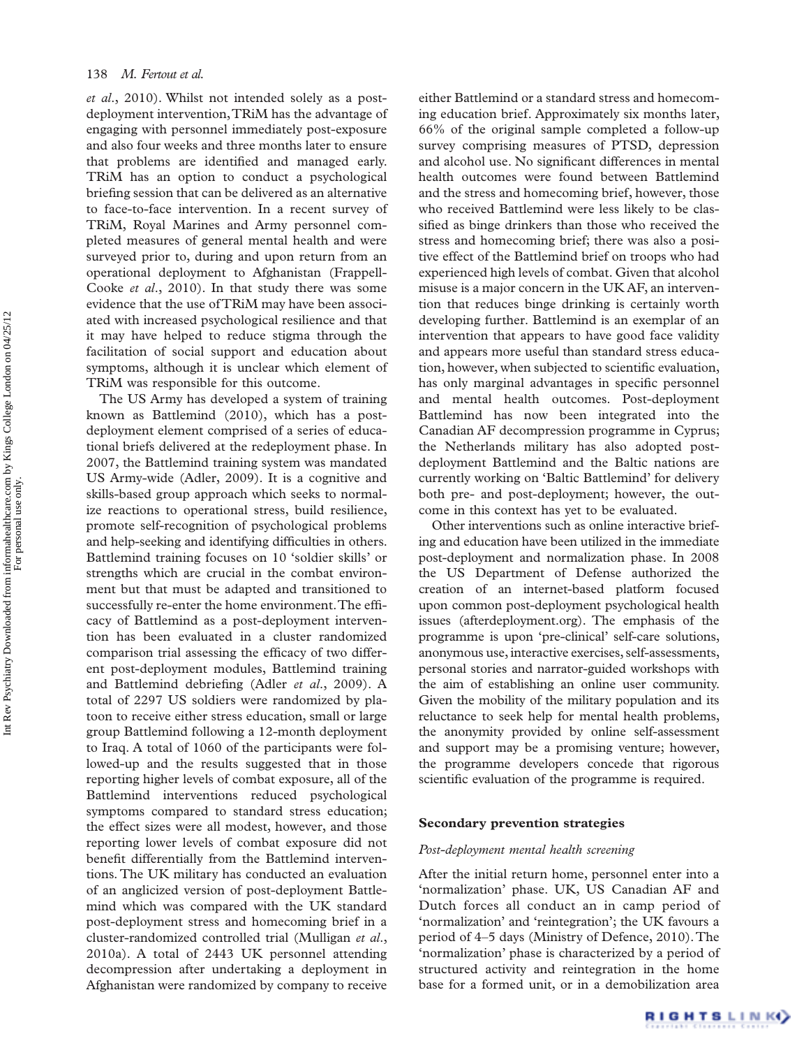*et al*., 2010). Whilst not intended solely as a post-deployment intervention, TRiM has the advantage of engaging with personnel immediately post-exposure and also four weeks and three months later to ensure that problems are identified and managed early. TRiM has an option to conduct a psychological briefing session that can be delivered as an alternative to face-to-face intervention. In a recent survey of TRiM, Royal Marines and Army personnel completed measures of general mental health and were surveyed prior to, during and upon return from an operational deployment to Afghanistan (Frappell-Cooke *et al*., 2010). In that study there was some evidence that the use of TRiM may have been associated with increased psychological resilience and that it may have helped to reduce stigma through the facilitation of social support and education about symptoms, although it is unclear which element of TRiM was responsible for this outcome.

The US Army has developed a system of training known as Battlemind (2010), which has a post-deployment element comprised of a series of educational briefs delivered at the redeployment phase. In 2007, the Battlemind training system was mandated US Army-wide (Adler, 2009). It is a cognitive and skills-based group approach which seeks to normalize reactions to operational stress, build resilience, promote self-recognition of psychological problems and help-seeking and identifying difficulties in others. Battlemind training focuses on 10 'soldier skills' or strengths which are crucial in the combat environment but that must be adapted and transitioned to successfully re-enter the home environment. The efficacy of Battlemind as a post-deployment intervention has been evaluated in a cluster randomized comparison trial assessing the efficacy of two different post-deployment modules, Battlemind training and Battlemind debriefing (Adler *et al*., 2009). A total of 2297 US soldiers were randomized by platoon to receive either stress education, small or large group Battlemind following a 12-month deployment to Iraq. A total of 1060 of the participants were followed-up and the results suggested that in those reporting higher levels of combat exposure, all of the Battlemind interventions reduced psychological symptoms compared to standard stress education; the effect sizes were all modest, however, and those reporting lower levels of combat exposure did not benefit differentially from the Battlemind interventions. The UK military has conducted an evaluation of an anglicized version of post-deployment Battlemind which was compared with the UK standard post-deployment stress and homecoming brief in a cluster-randomized controlled trial (Mulligan *et al*., 2010a). A total of 2443 UK personnel attending decompression after undertaking a deployment in Afghanistan were randomized by company to receive either Battlemind or a standard stress and homecoming education brief. Approximately six months later, 66% of the original sample completed a follow-up survey comprising measures of PTSD, depression and alcohol use. No significant differences in mental health outcomes were found between Battlemind and the stress and homecoming brief, however, those who received Battlemind were less likely to be classified as binge drinkers than those who received the stress and homecoming brief; there was also a positive effect of the Battlemind brief on troops who had experienced high levels of combat. Given that alcohol misuse is a major concern in the UK AF, an intervention that reduces binge drinking is certainly worth developing further. Battlemind is an exemplar of an intervention that appears to have good face validity and appears more useful than standard stress education, however, when subjected to scientific evaluation, has only marginal advantages in specific personnel and mental health outcomes. Post-deployment Battlemind has now been integrated into the Canadian AF decompression programme in Cyprus; the Netherlands military has also adopted post-deployment Battlemind and the Baltic nations are currently working on 'Baltic Battlemind' for delivery both pre- and post-deployment; however, the outcome in this context has yet to be evaluated.

Other interventions such as online interactive briefing and education have been utilized in the immediate post-deployment and normalization phase. In 2008 the US Department of Defense authorized the creation of an internet-based platform focused upon common post-deployment psychological health issues (afterdeployment.org). The emphasis of the programme is upon 'pre-clinical' self-care solutions, anonymous use, interactive exercises, self-assessments, personal stories and narrator-guided workshops with the aim of establishing an online user community. Given the mobility of the military population and its reluctance to seek help for mental health problems, the anonymity provided by online self-assessment and support may be a promising venture; however, the programme developers concede that rigorous scientific evaluation of the programme is required.

## Secondary prevention strategies

### *Post-deployment mental health screening*

After the initial return home, personnel enter into a 'normalization' phase. UK, US Canadian AF and Dutch forces all conduct an in camp period of 'normalization' and 'reintegration'; the UK favours a period of 4–5 days (Ministry of Defence, 2010). The 'normalization' phase is characterized by a period of structured activity and reintegration in the home base for a formed unit, or in a demobilization area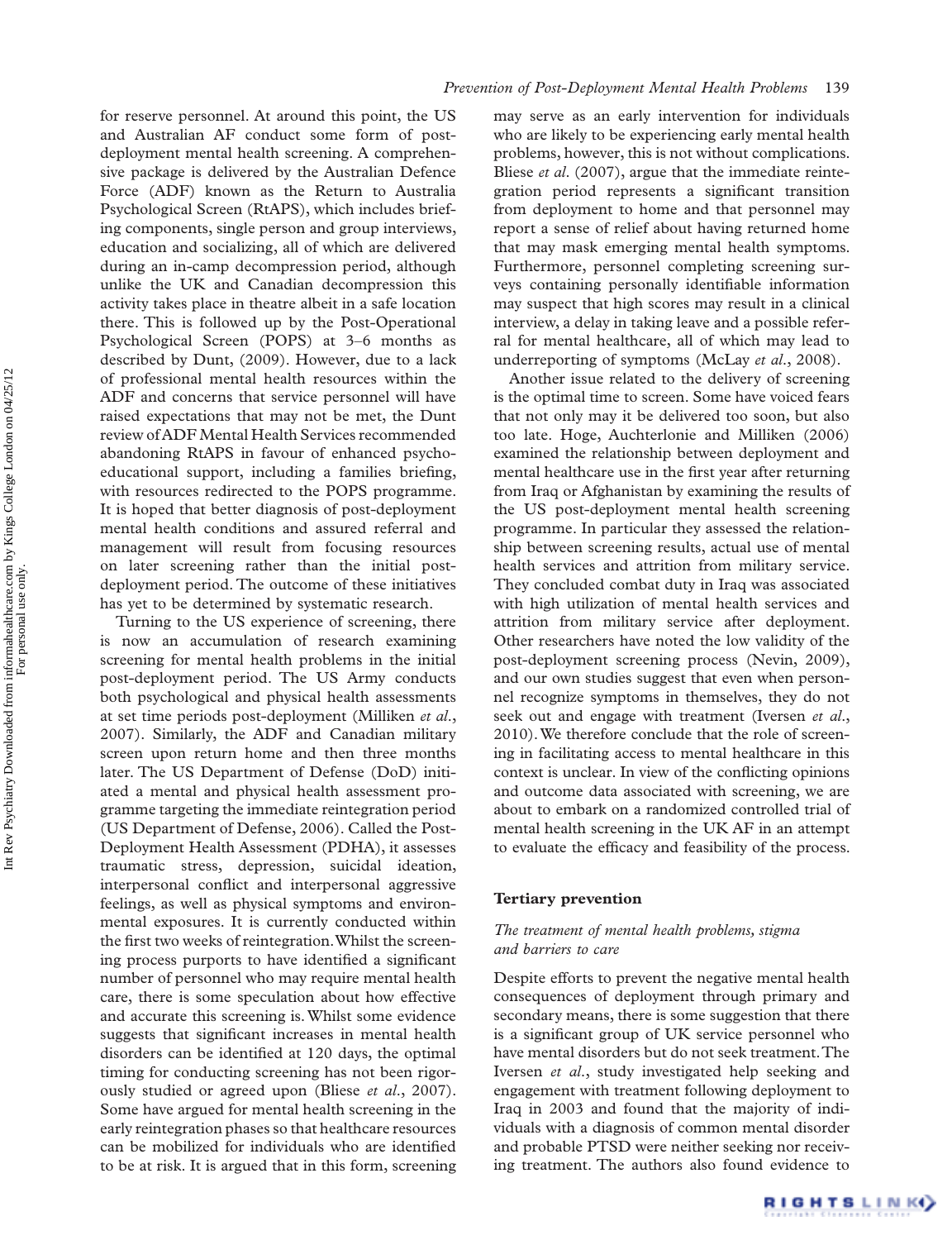for reserve personnel. At around this point, the US and Australian AF conduct some form of post-deployment mental health screening. A comprehensive package is delivered by the Australian Defence Force (ADF) known as the Return to Australia Psychological Screen (RtAPS), which includes briefing components, single person and group interviews, education and socializing, all of which are delivered during an in-camp decompression period, although unlike the UK and Canadian decompression this activity takes place in theatre albeit in a safe location there. This is followed up by the Post-Operational Psychological Screen (POPS) at 3–6 months as described by Dunt, (2009). However, due to a lack of professional mental health resources within the ADF and concerns that service personnel will have raised expectations that may not be met, the Dunt review of ADF Mental Health Services recommended abandoning RtAPS in favour of enhanced psycho-educational support, including a families briefing, with resources redirected to the POPS programme. It is hoped that better diagnosis of post-deployment mental health conditions and assured referral and management will result from focusing resources on later screening rather than the initial post-deployment period. The outcome of these initiatives has yet to be determined by systematic research.

Turning to the US experience of screening, there is now an accumulation of research examining screening for mental health problems in the initial post-deployment period. The US Army conducts both psychological and physical health assessments at set time periods post-deployment (Milliken *et al.*, 2007). Similarly, the ADF and Canadian military screen upon return home and then three months later. The US Department of Defense (DoD) initiated a mental and physical health assessment programme targeting the immediate reintegration period (US Department of Defense, 2006). Called the Post-Deployment Health Assessment (PDHA), it assesses traumatic stress, depression, suicidal ideation, interpersonal conflict and interpersonal aggressive feelings, as well as physical symptoms and environmental exposures. It is currently conducted within the first two weeks of reintegration. Whilst the screening process purports to have identified a significant number of personnel who may require mental health care, there is some speculation about how effective and accurate this screening is. Whilst some evidence suggests that significant increases in mental health disorders can be identified at 120 days, the optimal timing for conducting screening has not been rigorously studied or agreed upon (Bliese *et al.*, 2007). Some have argued for mental health screening in the early reintegration phases so that healthcare resources can be mobilized for individuals who are identified to be at risk. It is argued that in this form, screening may serve as an early intervention for individuals who are likely to be experiencing early mental health problems, however, this is not without complications. Bliese *et al.* (2007), argue that the immediate reintegration period represents a significant transition from deployment to home and that personnel may report a sense of relief about having returned home that may mask emerging mental health symptoms. Furthermore, personnel completing screening surveys containing personally identifiable information may suspect that high scores may result in a clinical interview, a delay in taking leave and a possible referral for mental healthcare, all of which may lead to underreporting of symptoms (McLay *et al.*, 2008).

Another issue related to the delivery of screening is the optimal time to screen. Some have voiced fears that not only may it be delivered too soon, but also too late. Hoge, Auchterlonie and Milliken (2006) examined the relationship between deployment and mental healthcare use in the first year after returning from Iraq or Afghanistan by examining the results of the US post-deployment mental health screening programme. In particular they assessed the relationship between screening results, actual use of mental health services and attrition from military service. They concluded combat duty in Iraq was associated with high utilization of mental health services and attrition from military service after deployment. Other researchers have noted the low validity of the post-deployment screening process (Nevin, 2009), and our own studies suggest that even when personnel recognize symptoms in themselves, they do not seek out and engage with treatment (Iversen *et al.*, 2010). We therefore conclude that the role of screening in facilitating access to mental healthcare in this context is unclear. In view of the conflicting opinions and outcome data associated with screening, we are about to embark on a randomized controlled trial of mental health screening in the UK AF in an attempt to evaluate the efficacy and feasibility of the process.

## Tertiary prevention

### *The treatment of mental health problems, stigma and barriers to care*

Despite efforts to prevent the negative mental health consequences of deployment through primary and secondary means, there is some suggestion that there is a significant group of UK service personnel who have mental disorders but do not seek treatment. The Iversen *et al.*, study investigated help seeking and engagement with treatment following deployment to Iraq in 2003 and found that the majority of individuals with a diagnosis of common mental disorder and probable PTSD were neither seeking nor receiving treatment. The authors also found evidence to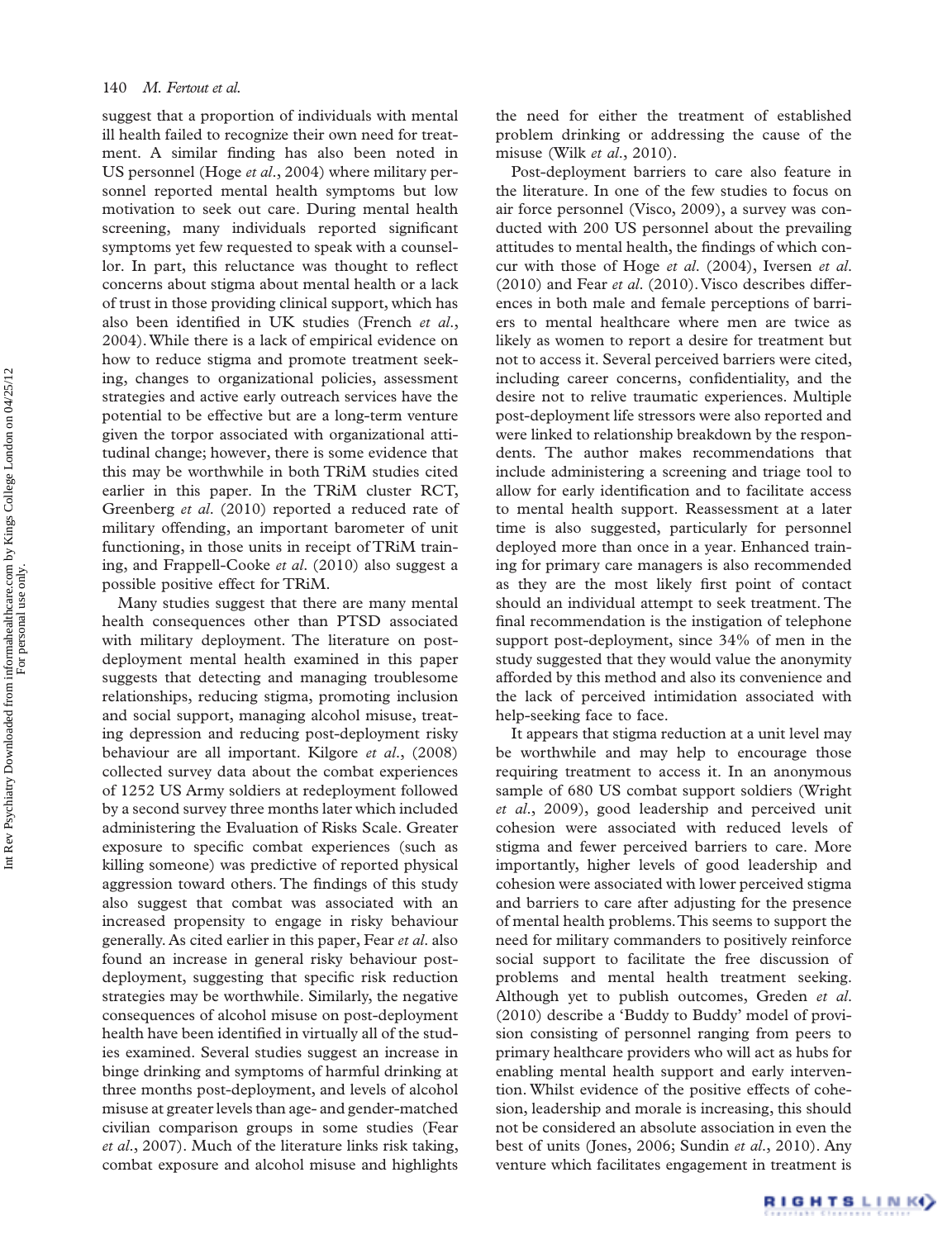suggest that a proportion of individuals with mental ill health failed to recognize their own need for treatment. A similar finding has also been noted in US personnel (Hoge *et al*., 2004) where military personnel reported mental health symptoms but low motivation to seek out care. During mental health screening, many individuals reported significant symptoms yet few requested to speak with a counsellor. In part, this reluctance was thought to reflect concerns about stigma about mental health or a lack of trust in those providing clinical support, which has also been identified in UK studies (French *et al*., 2004). While there is a lack of empirical evidence on how to reduce stigma and promote treatment seeking, changes to organizational policies, assessment strategies and active early outreach services have the potential to be effective but are a long-term venture given the torpor associated with organizational attitudinal change; however, there is some evidence that this may be worthwhile in both TRiM studies cited earlier in this paper. In the TRiM cluster RCT, Greenberg *et al*. (2010) reported a reduced rate of military offending, an important barometer of unit functioning, in those units in receipt of TRiM training, and Frappell-Cooke *et al*. (2010) also suggest a possible positive effect for TRiM.

Many studies suggest that there are many mental health consequences other than PTSD associated with military deployment. The literature on post-deployment mental health examined in this paper suggests that detecting and managing troublesome relationships, reducing stigma, promoting inclusion and social support, managing alcohol misuse, treating depression and reducing post-deployment risky behaviour are all important. Kilgore *et al*., (2008) collected survey data about the combat experiences of 1252 US Army soldiers at redeployment followed by a second survey three months later which included administering the Evaluation of Risks Scale. Greater exposure to specific combat experiences (such as killing someone) was predictive of reported physical aggression toward others. The findings of this study also suggest that combat was associated with an increased propensity to engage in risky behaviour generally. As cited earlier in this paper, Fear *et al*. also found an increase in general risky behaviour post-deployment, suggesting that specific risk reduction strategies may be worthwhile. Similarly, the negative consequences of alcohol misuse on post-deployment health have been identified in virtually all of the studies examined. Several studies suggest an increase in binge drinking and symptoms of harmful drinking at three months post-deployment, and levels of alcohol misuse at greater levels than age- and gender-matched civilian comparison groups in some studies (Fear *et al*., 2007). Much of the literature links risk taking, combat exposure and alcohol misuse and highlights the need for either the treatment of established problem drinking or addressing the cause of the misuse (Wilk *et al*., 2010).

Post-deployment barriers to care also feature in the literature. In one of the few studies to focus on air force personnel (Visco, 2009), a survey was conducted with 200 US personnel about the prevailing attitudes to mental health, the findings of which concur with those of Hoge *et al*. (2004), Iversen *et al*. (2010) and Fear *et al*. (2010). Visco describes differences in both male and female perceptions of barriers to mental healthcare where men are twice as likely as women to report a desire for treatment but not to access it. Several perceived barriers were cited, including career concerns, confidentiality, and the desire not to relive traumatic experiences. Multiple post-deployment life stressors were also reported and were linked to relationship breakdown by the respondents. The author makes recommendations that include administering a screening and triage tool to allow for early identification and to facilitate access to mental health support. Reassessment at a later time is also suggested, particularly for personnel deployed more than once in a year. Enhanced training for primary care managers is also recommended as they are the most likely first point of contact should an individual attempt to seek treatment. The final recommendation is the instigation of telephone support post-deployment, since 34% of men in the study suggested that they would value the anonymity afforded by this method and also its convenience and the lack of perceived intimidation associated with help-seeking face to face.

It appears that stigma reduction at a unit level may be worthwhile and may help to encourage those requiring treatment to access it. In an anonymous sample of 680 US combat support soldiers (Wright *et al*., 2009), good leadership and perceived unit cohesion were associated with reduced levels of stigma and fewer perceived barriers to care. More importantly, higher levels of good leadership and cohesion were associated with lower perceived stigma and barriers to care after adjusting for the presence of mental health problems. This seems to support the need for military commanders to positively reinforce social support to facilitate the free discussion of problems and mental health treatment seeking. Although yet to publish outcomes, Greden *et al*. (2010) describe a 'Buddy to Buddy' model of provision consisting of personnel ranging from peers to primary healthcare providers who will act as hubs for enabling mental health support and early intervention. Whilst evidence of the positive effects of cohesion, leadership and morale is increasing, this should not be considered an absolute association in even the best of units (Jones, 2006; Sundin *et al*., 2010). Any venture which facilitates engagement in treatment is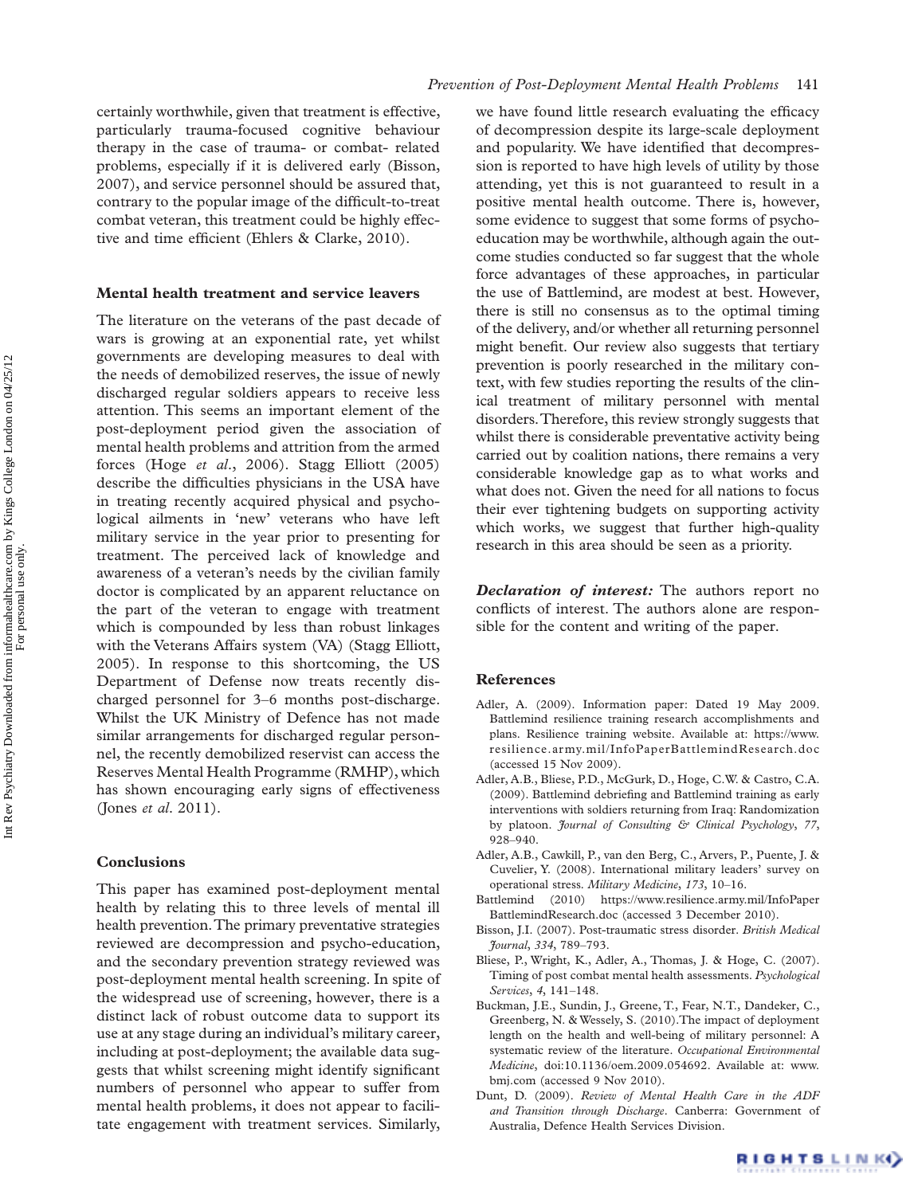certainly worthwhile, given that treatment is effective, particularly trauma-focused cognitive behaviour therapy in the case of trauma- or combat- related problems, especially if it is delivered early (Bisson, 2007), and service personnel should be assured that, contrary to the popular image of the difficult-to-treat combat veteran, this treatment could be highly effective and time efficient (Ehlers & Clarke, 2010).

### Mental health treatment and service leavers

The literature on the veterans of the past decade of wars is growing at an exponential rate, yet whilst governments are developing measures to deal with the needs of demobilized reserves, the issue of newly discharged regular soldiers appears to receive less attention. This seems an important element of the post-deployment period given the association of mental health problems and attrition from the armed forces (Hoge *et al*., 2006). Stagg Elliott (2005) describe the difficulties physicians in the USA have in treating recently acquired physical and psychological ailments in 'new' veterans who have left military service in the year prior to presenting for treatment. The perceived lack of knowledge and awareness of a veteran's needs by the civilian family doctor is complicated by an apparent reluctance on the part of the veteran to engage with treatment which is compounded by less than robust linkages with the Veterans Affairs system (VA) (Stagg Elliott, 2005). In response to this shortcoming, the US Department of Defense now treats recently discharged personnel for 3–6 months post-discharge. Whilst the UK Ministry of Defence has not made similar arrangements for discharged regular personnel, the recently demobilized reservist can access the Reserves Mental Health Programme (RMHP), which has shown encouraging early signs of effectiveness (Jones *et al*. 2011).

### Conclusions

This paper has examined post-deployment mental health by relating this to three levels of mental ill health prevention. The primary preventative strategies reviewed are decompression and psycho-education, and the secondary prevention strategy reviewed was post-deployment mental health screening. In spite of the widespread use of screening, however, there is a distinct lack of robust outcome data to support its use at any stage during an individual's military career, including at post-deployment; the available data suggests that whilst screening might identify significant numbers of personnel who appear to suffer from mental health problems, it does not appear to facilitate engagement with treatment services. Similarly, we have found little research evaluating the efficacy of decompression despite its large-scale deployment and popularity. We have identified that decompression is reported to have high levels of utility by those attending, yet this is not guaranteed to result in a positive mental health outcome. There is, however, some evidence to suggest that some forms of psycho-education may be worthwhile, although again the outcome studies conducted so far suggest that the whole force advantages of these approaches, in particular the use of Battlemind, are modest at best. However, there is still no consensus as to the optimal timing of the delivery, and/or whether all returning personnel might benefit. Our review also suggests that tertiary prevention is poorly researched in the military context, with few studies reporting the results of the clinical treatment of military personnel with mental disorders. Therefore, this review strongly suggests that whilst there is considerable preventative activity being carried out by coalition nations, there remains a very considerable knowledge gap as to what works and what does not. Given the need for all nations to focus their ever tightening budgets on supporting activity which works, we suggest that further high-quality research in this area should be seen as a priority.

***Declaration of interest:*** The authors report no conflicts of interest. The authors alone are responsible for the content and writing of the paper.

### References

Adler, A. (2009). Information paper: Dated 19 May 2009. Battlemind resilience training research accomplishments and plans. Resilience training website. Available at: https://www.resilience.army.mil/InfoPaperBattlemindResearch.doc (accessed 15 Nov 2009).

Adler, A.B., Bliese, P.D., McGurk, D., Hoge, C.W. & Castro, C.A. (2009). Battlemind debriefing and Battlemind training as early interventions with soldiers returning from Iraq: Randomization by platoon. *Journal of Consulting & Clinical Psychology*, *77*, 928–940.

Adler, A.B., Cawkill, P., van den Berg, C., Arvers, P., Puente, J. & Cuvelier, Y. (2008). International military leaders' survey on operational stress. *Military Medicine*, *173*, 10–16.

Battlemind (2010) https://www.resilience.army.mil/InfoPaperBattlemindResearch.doc (accessed 3 December 2010).

Bisson, J.I. (2007). Post-traumatic stress disorder. *British Medical Journal*, *334*, 789–793.

Bliese, P., Wright, K., Adler, A., Thomas, J. & Hoge, C. (2007). Timing of post combat mental health assessments. *Psychological Services*, *4*, 141–148.

Buckman, J.E., Sundin, J., Greene, T., Fear, N.T., Dandeker, C., Greenberg, N. & Wessely, S. (2010). The impact of deployment length on the health and well-being of military personnel: A systematic review of the literature. *Occupational Environmental Medicine*, doi:10.1136/oem.2009.054692. Available at: www.bmj.com (accessed 9 Nov 2010).

Dunt, D. (2009). *Review of Mental Health Care in the ADF and Transition through Discharge*. Canberra: Government of Australia, Defence Health Services Division.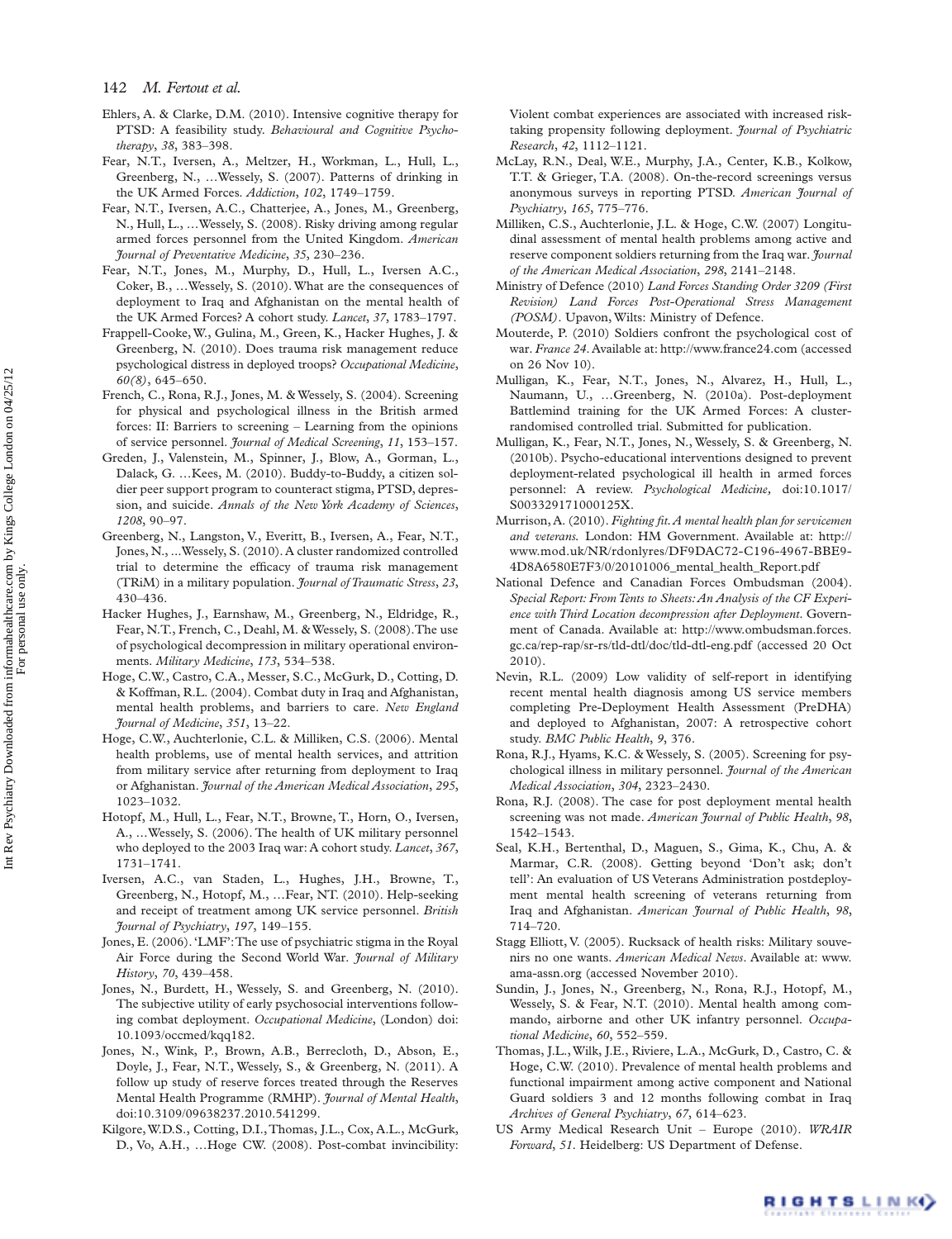Ehlers, A. & Clarke, D.M. (2010). Intensive cognitive therapy for PTSD: A feasibility study. *Behavioural and Cognitive Psychotherapy*, *38*, 383–398.

Fear, N.T., Iversen, A., Meltzer, H., Workman, L., Hull, L., Greenberg, N., …Wessely, S. (2007). Patterns of drinking in the UK Armed Forces. *Addiction*, *102*, 1749–1759.

Fear, N.T., Iversen, A.C., Chatterjee, A., Jones, M., Greenberg, N., Hull, L., …Wessely, S. (2008). Risky driving among regular armed forces personnel from the United Kingdom. *American Journal of Preventative Medicine*, *35*, 230–236.

Fear, N.T., Jones, M., Murphy, D., Hull, L., Iversen A.C., Coker, B., …Wessely, S. (2010). What are the consequences of deployment to Iraq and Afghanistan on the mental health of the UK Armed Forces? A cohort study. *Lancet*, *37*, 1783–1797.

Frappell-Cooke, W., Gulina, M., Green, K., Hacker Hughes, J. & Greenberg, N. (2010). Does trauma risk management reduce psychological distress in deployed troops? *Occupational Medicine*, *60(8)*, 645–650.

French, C., Rona, R.J., Jones, M. & Wessely, S. (2004). Screening for physical and psychological illness in the British armed forces: II: Barriers to screening – Learning from the opinions of service personnel. *Journal of Medical Screening*, *11*, 153–157.

Greden, J., Valenstein, M., Spinner, J., Blow, A., Gorman, L., Dalack, G. …Kees, M. (2010). Buddy-to-Buddy, a citizen soldier peer support program to counteract stigma, PTSD, depression, and suicide. *Annals of the New York Academy of Sciences*, *1208*, 90–97.

Greenberg, N., Langston, V., Everitt, B., Iversen, A., Fear, N.T., Jones, N., …Wessely, S. (2010). A cluster randomized controlled trial to determine the efficacy of trauma risk management (TRiM) in a military population. *Journal of Traumatic Stress*, *23*, 430–436.

Hacker Hughes, J., Earnshaw, M., Greenberg, N., Eldridge, R., Fear, N.T., French, C., Deahl, M. & Wessely, S. (2008). The use of psychological decompression in military operational environments. *Military Medicine*, *173*, 534–538.

Hoge, C.W., Castro, C.A., Messer, S.C., McGurk, D., Cotting, D. & Koffman, R.L. (2004). Combat duty in Iraq and Afghanistan, mental health problems, and barriers to care. *New England Journal of Medicine*, *351*, 13–22.

Hoge, C.W., Auchterlonie, C.L. & Milliken, C.S. (2006). Mental health problems, use of mental health services, and attrition from military service after returning from deployment to Iraq or Afghanistan. *Journal of the American Medical Association*, *295*, 1023–1032.

Hotopf, M., Hull, L., Fear, N.T., Browne, T., Horn, O., Iversen, A., …Wessely, S. (2006). The health of UK military personnel who deployed to the 2003 Iraq war: A cohort study. *Lancet*, *367*, 1731–1741.

Iversen, A.C., van Staden, L., Hughes, J.H., Browne, T., Greenberg, N., Hotopf, M., …Fear, NT. (2010). Help-seeking and receipt of treatment among UK service personnel. *British Journal of Psychiatry*, *197*, 149–155.

Jones, E. (2006). 'LMF': The use of psychiatric stigma in the Royal Air Force during the Second World War. *Journal of Military History*, *70*, 439–458.

Jones, N., Burdett, H., Wessely, S. and Greenberg, N. (2010). The subjective utility of early psychosocial interventions following combat deployment. *Occupational Medicine*, (London) doi: 10.1093/occmed/kqq182.

Jones, N., Wink, P., Brown, A.B., Berrecloth, D., Abson, E., Doyle, J., Fear, N.T., Wessely, S., & Greenberg, N. (2011). A follow up study of reserve forces treated through the Reserves Mental Health Programme (RMHP). *Journal of Mental Health*, doi:10.3109/09638237.2010.541299.

Kilgore, W.D.S., Cotting, D.I., Thomas, J.L., Cox, A.L., McGurk, D., Vo, A.H., …Hoge CW. (2008). Post-combat invincibility: Violent combat experiences are associated with increased risk-taking propensity following deployment. *Journal of Psychiatric Research*, *42*, 1112–1121.

McLay, R.N., Deal, W.E., Murphy, J.A., Center, K.B., Kolkow, T.T. & Grieger, T.A. (2008). On-the-record screenings versus anonymous surveys in reporting PTSD. *American Journal of Psychiatry*, *165*, 775–776.

Milliken, C.S., Auchterlonie, J.L. & Hoge, C.W. (2007) Longitudinal assessment of mental health problems among active and reserve component soldiers returning from the Iraq war. *Journal of the American Medical Association*, *298*, 2141–2148.

Ministry of Defence (2010) *Land Forces Standing Order 3209 (First Revision) Land Forces Post-Operational Stress Management (POSM)*. Upavon, Wilts: Ministry of Defence.

Mouterde, P. (2010) Soldiers confront the psychological cost of war. *France 24*. Available at: http://www.france24.com (accessed on 26 Nov 10).

Mulligan, K., Fear, N.T., Jones, N., Alvarez, H., Hull, L., Naumann, U., …Greenberg, N. (2010a). Post-deployment Battlemind training for the UK Armed Forces: A cluster-randomised controlled trial. Submitted for publication.

Mulligan, K., Fear, N.T., Jones, N., Wessely, S. & Greenberg, N. (2010b). Psycho-educational interventions designed to prevent deployment-related psychological ill health in armed forces personnel: A review. *Psychological Medicine,* doi:10.1017/S003329171000125X.

Murrison, A. (2010). *Fighting fit. A mental health plan for servicemen and veterans.* London: HM Government. Available at: http://www.mod.uk/NR/rdonlyres/DF9DAC72-C196-4967-BBE9-4D8A6580E7F3/0/20101006_mental_health_Report.pdf

National Defence and Canadian Forces Ombudsman (2004). *Special Report: From Tents to Sheets: An Analysis of the CF Experience with Third Location decompression after Deployment*. Government of Canada. Available at: http://www.ombudsman.forces.gc.ca/rep-rap/sr-rs/tld-dtl/doc/tld-dtl-eng.pdf (accessed 20 Oct 2010).

Nevin, R.L. (2009) Low validity of self-report in identifying recent mental health diagnosis among US service members completing Pre-Deployment Health Assessment (PreDHA) and deployed to Afghanistan, 2007: A retrospective cohort study. *BMC Public Health*, *9*, 376.

Rona, R.J., Hyams, K.C. & Wessely, S. (2005). Screening for psychological illness in military personnel. *Journal of the American Medical Association*, *304*, 2323–2430.

Rona, R.J. (2008). The case for post deployment mental health screening was not made. *American Journal of Public Health*, *98*, 1542–1543.

Seal, K.H., Bertenthal, D., Maguen, S., Gima, K., Chu, A. & Marmar, C.R. (2008). Getting beyond 'Don't ask; don't tell': An evaluation of US Veterans Administration postdeployment mental health screening of veterans returning from Iraq and Afghanistan. *American Journal of Public Health*, *98*, 714–720.

Stagg Elliott, V. (2005). Rucksack of health risks: Military souvenirs no one wants. *American Medical News*. Available at: www.ama-assn.org (accessed November 2010).

Sundin, J., Jones, N., Greenberg, N., Rona, R.J., Hotopf, M., Wessely, S. & Fear, N.T. (2010). Mental health among commando, airborne and other UK infantry personnel. *Occupational Medicine*, *60*, 552–559.

Thomas, J.L., Wilk, J.E., Riviere, L.A., McGurk, D., Castro, C. & Hoge, C.W. (2010). Prevalence of mental health problems and functional impairment among active component and National Guard soldiers 3 and 12 months following combat in Iraq *Archives of General Psychiatry*, *67*, 614–623.

US Army Medical Research Unit – Europe (2010). *WRAIR Forward*, *51*. Heidelberg: US Department of Defense.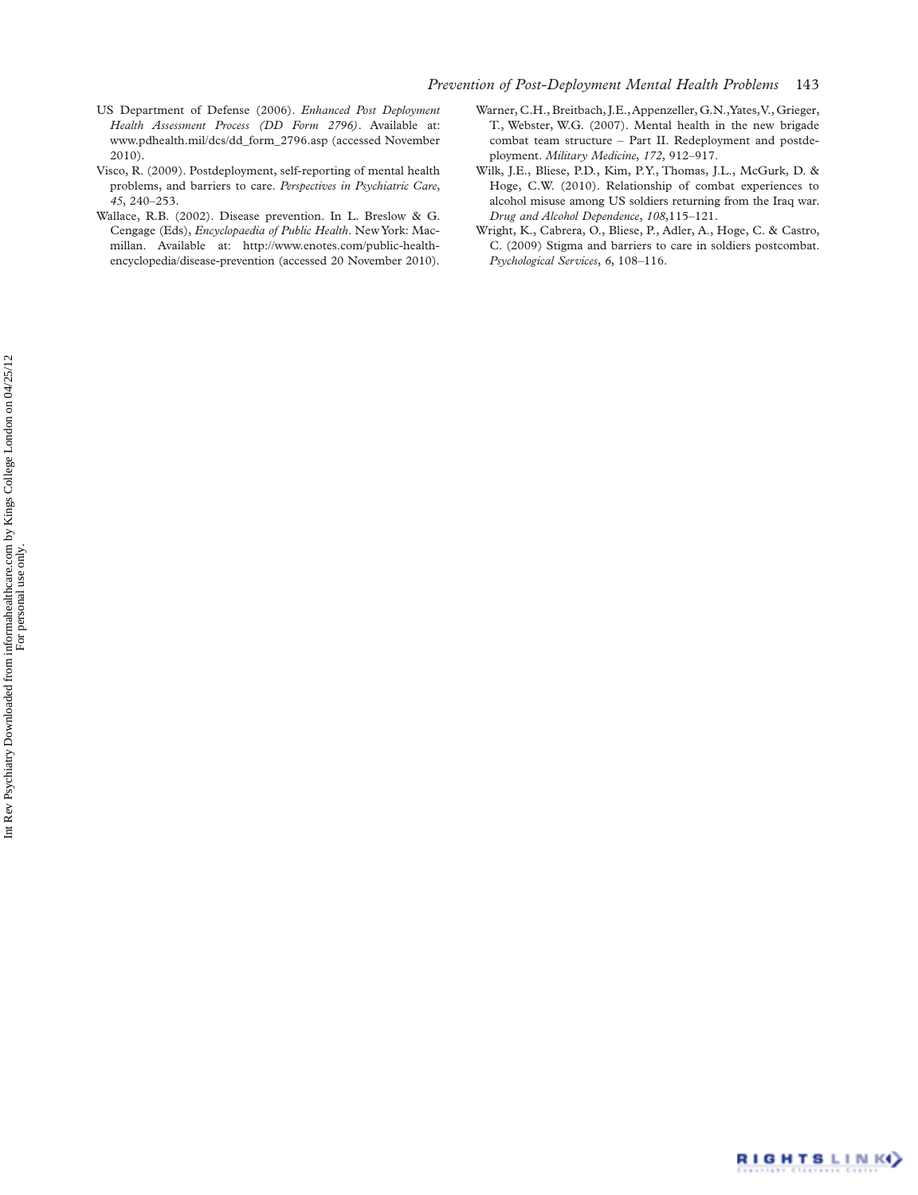US Department of Defense (2006). *Enhanced Post Deployment Health Assessment Process (DD Form 2796)*. Available at: www.pdhealth.mil/dcs/dd_form_2796.asp (accessed November 2010).

Visco, R. (2009). Postdeployment, self-reporting of mental health problems, and barriers to care. *Perspectives in Psychiatric Care*, *45*, 240–253.

Wallace, R.B. (2002). Disease prevention. In L. Breslow & G. Cengage (Eds), *Encyclopaedia of Public Health*. New York: Macmillan. Available at: http://www.enotes.com/public-health-encyclopedia/disease-prevention (accessed 20 November 2010).

Warner, C.H., Breitbach, J.E., Appenzeller, G.N., Yates, V., Grieger, T., Webster, W.G. (2007). Mental health in the new brigade combat team structure – Part II. Redeployment and postdeployment. *Military Medicine*, *172*, 912–917.

Wilk, J.E., Bliese, P.D., Kim, P.Y., Thomas, J.L., McGurk, D. & Hoge, C.W. (2010). Relationship of combat experiences to alcohol misuse among US soldiers returning from the Iraq war. *Drug and Alcohol Dependence*, *108*,115–121.

Wright, K., Cabrera, O., Bliese, P., Adler, A., Hoge, C. & Castro, C. (2009) Stigma and barriers to care in soldiers postcombat. *Psychological Services*, *6*, 108–116.